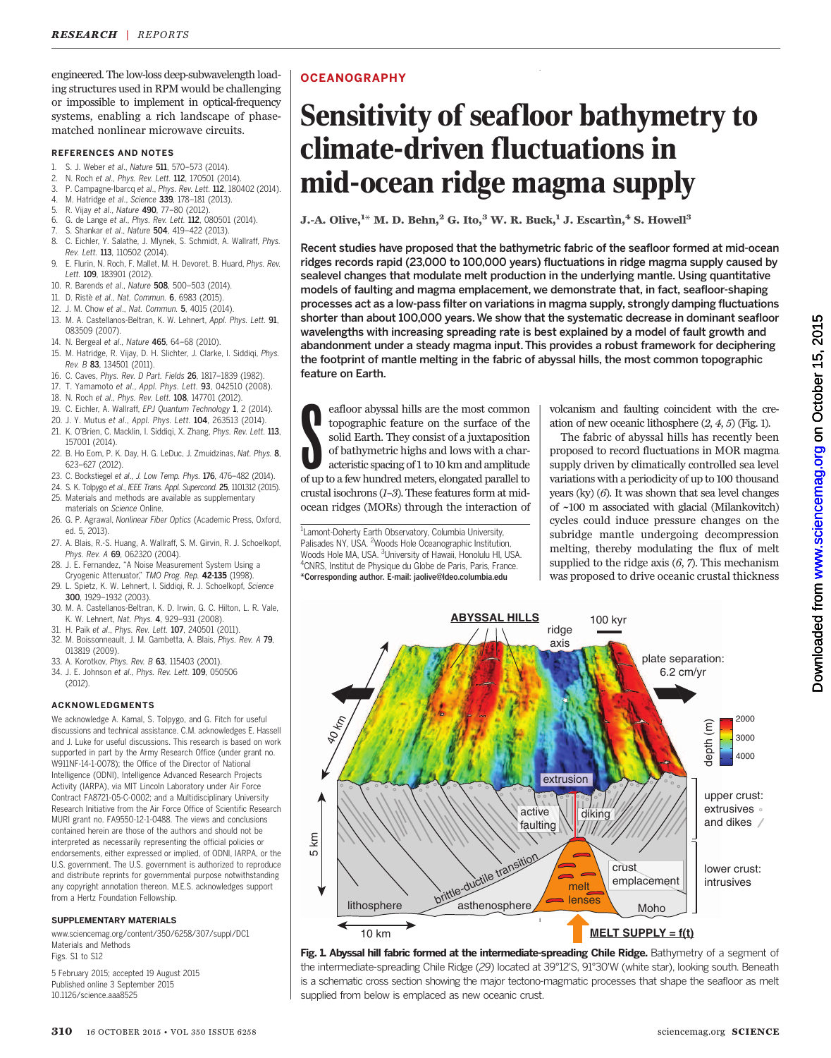engineered. The low-loss deep-subwavelength loading structures used in RPM would be challenging or impossible to implement in optical-frequency systems, enabling a rich landscape of phase-matched nonlinear microwave circuits.

## REFERENCES AND NOTES

1. S. J. Weber *et al.*, *Nature* **511**, 570–573 (2014).
2. N. Roch *et al.*, *Phys. Rev. Lett.* **112**, 170501 (2014).
3. P. Campagne-Ibarcq *et al.*, *Phys. Rev. Lett.* **112**, 180402 (2014).
4. M. Hatridge *et al.*, *Science* **339**, 178–181 (2013).
5. R. Vijay *et al.*, *Nature* **490**, 77–80 (2012).
6. G. de Lange *et al.*, *Phys. Rev. Lett.* **112**, 080501 (2014).
7. S. Shankar *et al.*, *Nature* **504**, 419–422 (2013).
8. C. Eichler, Y. Salathe, J. Mlynek, S. Schmidt, A. Wallraff, *Phys. Rev. Lett.* **113**, 110502 (2014).
9. E. Flurin, N. Roch, F. Mallet, M. H. Devoret, B. Huard, *Phys. Rev. Lett.* **109**, 183901 (2012).
10. R. Barends *et al.*, *Nature* **508**, 500–503 (2014).
11. D. Ristè *et al.*, *Nat. Commun.* **6**, 6983 (2015).
12. J. M. Chow *et al.*, *Nat. Commun.* **5**, 4015 (2014).
13. M. A. Castellanos-Beltran, K. W. Lehnert, *Appl. Phys. Lett.* **91**, 083509 (2007).
14. N. Bergeal *et al.*, *Nature* **465**, 64–68 (2010).
15. M. Hatridge, R. Vijay, D. H. Slichter, J. Clarke, I. Siddiqi, *Phys. Rev. B* **83**, 134501 (2011).
16. C. Caves, *Phys. Rev. D Part. Fields* **26**, 1817–1839 (1982).
17. T. Yamamoto *et al.*, *Appl. Phys. Lett.* **93**, 042510 (2008).
18. N. Roch *et al.*, *Phys. Rev. Lett.* **108**, 147701 (2012).
19. C. Eichler, A. Wallraff, *EPJ Quantum Technology* **1**, 2 (2014).
20. J. Y. Mutus *et al.*, *Appl. Phys. Lett.* **104**, 263513 (2014).
21. K. O'Brien, C. Macklin, I. Siddiqi, X. Zhang, *Phys. Rev. Lett.* **113**, 157001 (2014).
22. B. Ho Eom, P. K. Day, H. G. LeDuc, J. Zmuidzinas, *Nat. Phys.* **8**, 623–627 (2012).
23. C. Bockstiegel *et al.*, *J. Low Temp. Phys.* **176**, 476–482 (2014).
24. S. K. Tolpygo *et al.*, *IEEE Trans. Appl. Supercond.* **25**, 1101312 (2015).
25. Materials and methods are available as supplementary materials on *Science* Online.
26. G. P. Agrawal, *Nonlinear Fiber Optics* (Academic Press, Oxford, ed. 5, 2013).
27. A. Blais, R.-S. Huang, A. Wallraff, S. M. Girvin, R. J. Schoelkopf, *Phys. Rev. A* **69**, 062320 (2004).
28. J. E. Fernandez, "A Noise Measurement System Using a Cryogenic Attenuator," *TMO Prog. Rep.* **42-135** (1998).
29. L. Spietz, K. W. Lehnert, I. Siddiqi, R. J. Schoelkopf, *Science* **300**, 1929–1932 (2003).
30. M. A. Castellanos-Beltran, K. D. Irwin, G. C. Hilton, L. R. Vale, K. W. Lehnert, *Nat. Phys.* **4**, 929–931 (2008).
31. H. Paik *et al.*, *Phys. Rev. Lett.* **107**, 240501 (2011).
32. M. Boissonneault, J. M. Gambetta, A. Blais, *Phys. Rev. A* **79**, 013819 (2009).
33. A. Korotkov, *Phys. Rev. B* **63**, 115403 (2001).
34. J. E. Johnson *et al.*, *Phys. Rev. Lett.* **109**, 050506 (2012).

## ACKNOWLEDGMENTS

We acknowledge A. Kamal, S. Tolpygo, and G. Fitch for useful discussions and technical assistance. C.M. acknowledges E. Hassell and J. Luke for useful discussions. This research is based on work supported in part by the Army Research Office (under grant no. W911NF-14-1-0078); the Office of the Director of National Intelligence (ODNI), Intelligence Advanced Research Projects Activity (IARPA), via MIT Lincoln Laboratory under Air Force Contract FA8721-05-C-0002; and a Multidisciplinary University Research Initiative from the Air Force Office of Scientific Research MURI grant no. FA9550-12-1-0488. The views and conclusions contained herein are those of the authors and should not be interpreted as necessarily representing the official policies or endorsements, either expressed or implied, of ODNI, IARPA, or the U.S. government. The U.S. government is authorized to reproduce and distribute reprints for governmental purpose notwithstanding any copyright annotation thereon. M.E.S. acknowledges support from a Hertz Foundation Fellowship.

## SUPPLEMENTARY MATERIALS

www.sciencemag.org/content/350/6258/307/suppl/DC1
Materials and Methods
Figs. S1 to S12

5 February 2015; accepted 19 August 2015
Published online 3 September 2015
10.1126/science.aaa8525

---

**OCEANOGRAPHY**

# Sensitivity of seafloor bathymetry to climate-driven fluctuations in mid-ocean ridge magma supply

**J.-A. Olive,[1]\* M. D. Behn,[2] G. Ito,[3] W. R. Buck,[1] J. Escartìn,[4] S. Howell[3]**

**Recent studies have proposed that the bathymetric fabric of the seafloor formed at mid-ocean ridges records rapid (23,000 to 100,000 years) fluctuations in ridge magma supply caused by sealevel changes that modulate melt production in the underlying mantle. Using quantitative models of faulting and magma emplacement, we demonstrate that, in fact, seafloor-shaping processes act as a low-pass filter on variations in magma supply, strongly damping fluctuations shorter than about 100,000 years. We show that the systematic decrease in dominant seafloor wavelengths with increasing spreading rate is best explained by a model of fault growth and abandonment under a steady magma input. This provides a robust framework for deciphering the footprint of mantle melting in the fabric of abyssal hills, the most common topographic feature on Earth.**

Seafloor abyssal hills are the most common topographic feature on the surface of the solid Earth. They consist of a juxtaposition of bathymetric highs and lows with a characteristic spacing of 1 to 10 km and amplitude of up to a few hundred meters, elongated parallel to crustal isochrons (*1*–*3*). These features form at mid-ocean ridges (MORs) through the interaction of volcanism and faulting coincident with the creation of new oceanic lithosphere (*2*, *4*, *5*) (Fig. 1).

The fabric of abyssal hills has recently been proposed to record fluctuations in MOR magma supply driven by climatically controlled sea level variations with a periodicity of up to 100 thousand years (ky) (*6*). It was shown that sea level changes of ~100 m associated with glacial (Milankovitch) cycles could induce pressure changes on the subridge mantle undergoing decompression melting, thereby modulating the flux of melt supplied to the ridge axis (*6*, *7*). This mechanism was proposed to drive oceanic crustal thickness

[1]Lamont-Doherty Earth Observatory, Columbia University, Palisades NY, USA. [2]Woods Hole Oceanographic Institution, Woods Hole MA, USA. [3]University of Hawaii, Honolulu HI, USA. [4]CNRS, Institut de Physique du Globe de Paris, Paris, France.
\*Corresponding author. E-mail: jaolive@ldeo.columbia.edu

**Fig. 1. Abyssal hill fabric formed at the intermediate-spreading Chile Ridge.** Bathymetry of a segment of the intermediate-spreading Chile Ridge (*29*) located at 39°12'S, 91°30'W (white star), looking south. Beneath is a schematic cross section showing the major tectono-magmatic processes that shape the seafloor as melt supplied from below is emplaced as new oceanic crust.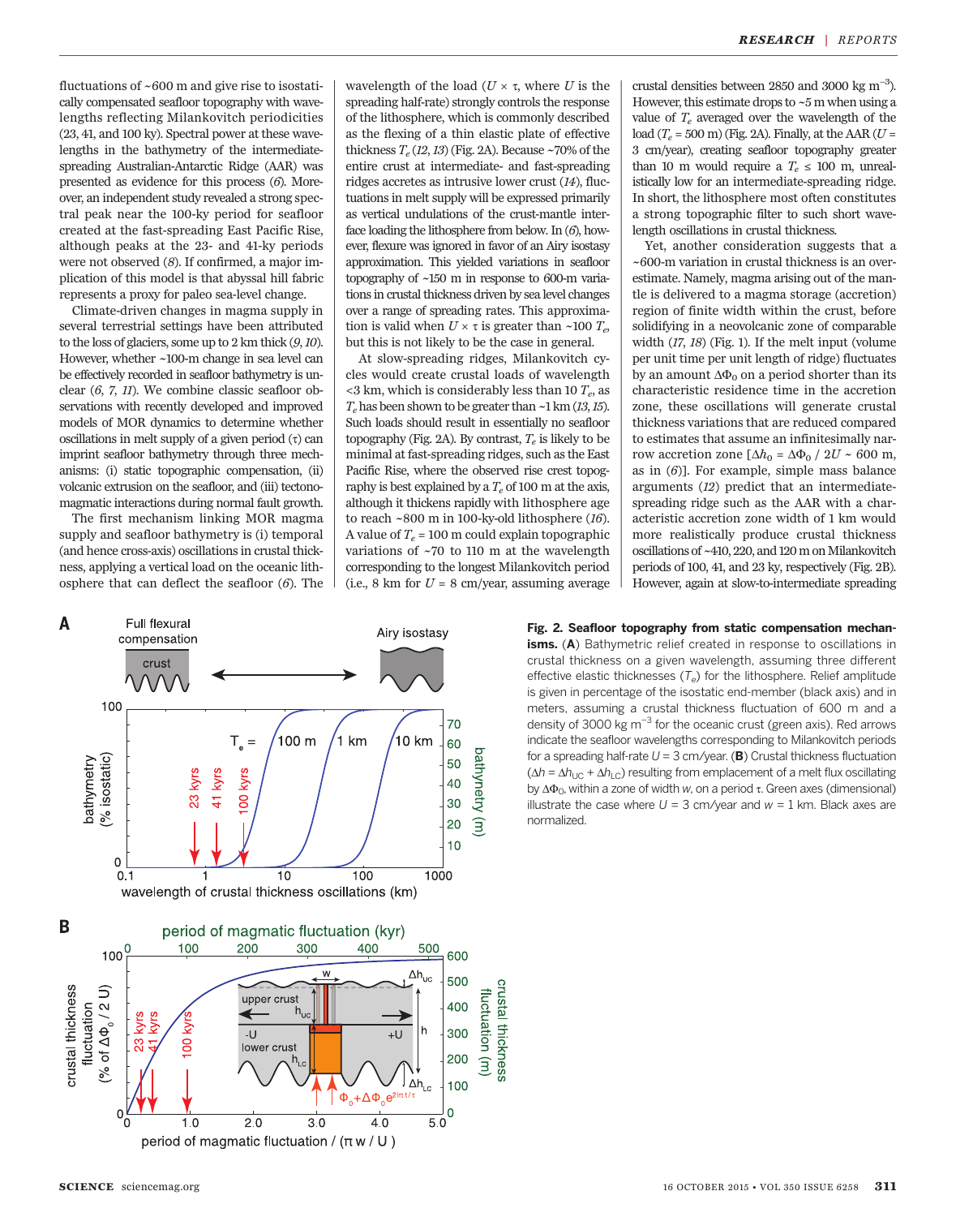fluctuations of ~600 m and give rise to isostatically compensated seafloor topography with wavelengths reflecting Milankovitch periodicities (23, 41, and 100 ky). Spectral power at these wavelengths in the bathymetry of the intermediate-spreading Australian-Antarctic Ridge (AAR) was presented as evidence for this process (*6*). Moreover, an independent study revealed a strong spectral peak near the 100-ky period for seafloor created at the fast-spreading East Pacific Rise, although peaks at the 23- and 41-ky periods were not observed (*8*). If confirmed, a major implication of this model is that abyssal hill fabric represents a proxy for paleo sea-level change.

Climate-driven changes in magma supply in several terrestrial settings have been attributed to the loss of glaciers, some up to 2 km thick (*9*, *10*). However, whether ~100-m change in sea level can be effectively recorded in seafloor bathymetry is unclear (*6*, *7*, *11*). We combine classic seafloor observations with recently developed and improved models of MOR dynamics to determine whether oscillations in melt supply of a given period ($\tau$) can imprint seafloor bathymetry through three mechanisms: (i) static topographic compensation, (ii) volcanic extrusion on the seafloor, and (iii) tectonomagmatic interactions during normal fault growth.

The first mechanism linking MOR magma supply and seafloor bathymetry is (i) temporal (and hence cross-axis) oscillations in crustal thickness, applying a vertical load on the oceanic lithosphere that can deflect the seafloor (*6*). The wavelength of the load ($U \times \tau$, where $U$ is the spreading half-rate) strongly controls the response of the lithosphere, which is commonly described as the flexing of a thin elastic plate of effective thickness $T_e$ (*12*, *13*) (Fig. 2A). Because ~70% of the entire crust at intermediate- and fast-spreading ridges accretes as intrusive lower crust (*14*), fluctuations in melt supply will be expressed primarily as vertical undulations of the crust-mantle interface loading the lithosphere from below. In (*6*), however, flexure was ignored in favor of an Airy isostasy approximation. This yielded variations in seafloor topography of ~150 m in response to 600-m variations in crustal thickness driven by sea level changes over a range of spreading rates. This approximation is valid when $U \times \tau$ is greater than ~100 $T_e$, but this is not likely to be the case in general.

At slow-spreading ridges, Milankovitch cycles would create crustal loads of wavelength <3 km, which is considerably less than 10 $T_e$, as $T_e$ has been shown to be greater than ~1 km (*13*, *15*). Such loads should result in essentially no seafloor topography (Fig. 2A). By contrast, $T_e$ is likely to be minimal at fast-spreading ridges, such as the East Pacific Rise, where the observed rise crest topography is best explained by a $T_e$ of 100 m at the axis, although it thickens rapidly with lithosphere age to reach ~800 m in 100-ky-old lithosphere (*16*). A value of $T_e$ = 100 m could explain topographic variations of ~70 to 110 m at the wavelength corresponding to the longest Milankovitch period (i.e., 8 km for $U$ = 8 cm/year, assuming average crustal densities between 2850 and 3000 kg m$^{-3}$). However, this estimate drops to ~5 m when using a value of $T_e$ averaged over the wavelength of the load ($T_e$ = 500 m) (Fig. 2A). Finally, at the AAR ($U$ = 3 cm/year), creating seafloor topography greater than 10 m would require a $T_e \leq$ 100 m, unrealistically low for an intermediate-spreading ridge. In short, the lithosphere most often constitutes a strong topographic filter to such short wavelength oscillations in crustal thickness.

Yet, another consideration suggests that a ~600-m variation in crustal thickness is an overestimate. Namely, magma arising out of the mantle is delivered to a magma storage (accretion) region of finite width within the crust, before solidifying in a neovolcanic zone of comparable width (*17*, *18*) (Fig. 1). If the melt input (volume per unit time per unit length of ridge) fluctuates by an amount $\Delta\Phi_0$ on a period shorter than its characteristic residence time in the accretion zone, these oscillations will generate crustal thickness variations that are reduced compared to estimates that assume an infinitesimally narrow accretion zone [$\Delta h_0 = \Delta\Phi_0 / 2U \sim 600$ m, as in (*6*)]. For example, simple mass balance arguments (*12*) predict that an intermediate-spreading ridge such as the AAR with a characteristic accretion zone width of 1 km would more realistically produce crustal thickness oscillations of ~410, 220, and 120 m on Milankovitch periods of 100, 41, and 23 ky, respectively (Fig. 2B). However, again at slow-to-intermediate spreading

**Fig. 2. Seafloor topography from static compensation mechanisms.** (**A**) Bathymetric relief created in response to oscillations in crustal thickness on a given wavelength, assuming three different effective elastic thicknesses ($T_e$) for the lithosphere. Relief amplitude is given in percentage of the isostatic end-member (black axis) and in meters, assuming a crustal thickness fluctuation of 600 m and a density of 3000 kg m$^{-3}$ for the oceanic crust (green axis). Red arrows indicate the seafloor wavelengths corresponding to Milankovitch periods for a spreading half-rate $U$ = 3 cm/year. (**B**) Crustal thickness fluctuation ($\Delta h = \Delta h_{UC} + \Delta h_{LC}$) resulting from emplacement of a melt flux oscillating by $\Delta\Phi_0$ within a zone of width $w$, on a period $\tau$. Green axes (dimensional) illustrate the case where $U$ = 3 cm/year and $w$ = 1 km. Black axes are normalized.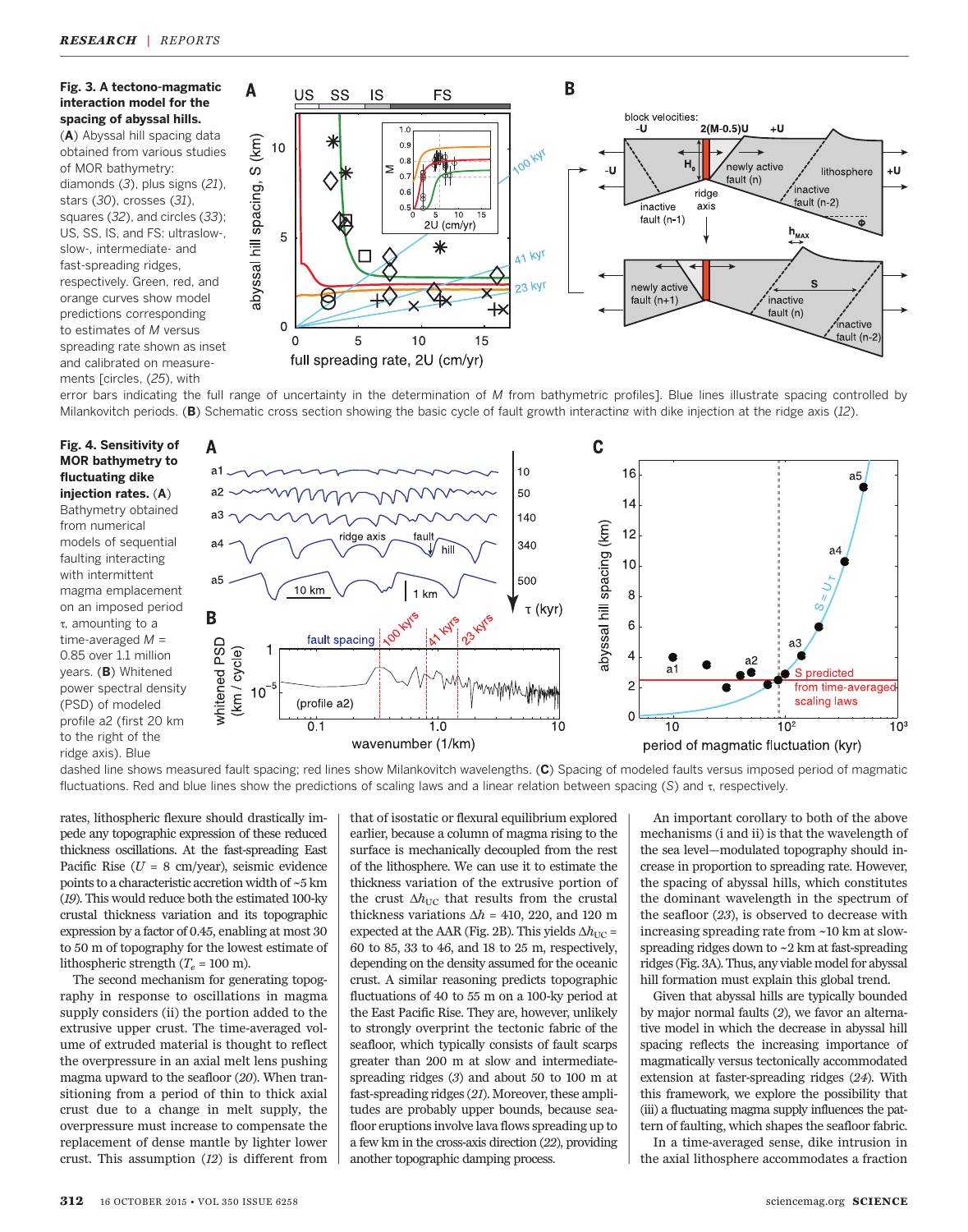**Fig. 3. A tectono-magmatic interaction model for the spacing of abyssal hills.** (**A**) Abyssal hill spacing data obtained from various studies of MOR bathymetry: diamonds (3), plus signs (21), stars (30), crosses (31), squares (32), and circles (33); US, SS, IS, and FS: ultraslow-, slow-, intermediate- and fast-spreading ridges, respectively. Green, red, and orange curves show model predictions corresponding to estimates of $M$ versus spreading rate shown as inset and calibrated on measurements [circles, (25), with error bars indicating the full range of uncertainty in the determination of $M$ from bathymetric profiles]. Blue lines illustrate spacing controlled by Milankovitch periods. (**B**) Schematic cross section showing the basic cycle of fault growth interacting with dike injection at the ridge axis (12).

**Fig. 4. Sensitivity of MOR bathymetry to fluctuating dike injection rates.** (**A**) Bathymetry obtained from numerical models of sequential faulting interacting with intermittent magma emplacement on an imposed period $\tau$, amounting to a time-averaged $M$ = 0.85 over 1.1 million years. (**B**) Whitened power spectral density (PSD) of modeled profile a2 (first 20 km to the right of the ridge axis). Blue dashed line shows measured fault spacing; red lines show Milankovitch wavelengths. (**C**) Spacing of modeled faults versus imposed period of magmatic fluctuations. Red and blue lines show the predictions of scaling laws and a linear relation between spacing ($S$) and $\tau$, respectively.

rates, lithospheric flexure should drastically impede any topographic expression of these reduced thickness oscillations. At the fast-spreading East Pacific Rise ($U$ = 8 cm/year), seismic evidence points to a characteristic accretion width of ~5 km (19). This would reduce both the estimated 100-ky crustal thickness variation and its topographic expression by a factor of 0.45, enabling at most 30 to 50 m of topography for the lowest estimate of lithospheric strength ($T_e$ = 100 m).

The second mechanism for generating topography in response to oscillations in magma supply considers (ii) the portion added to the extrusive upper crust. The time-averaged volume of extruded material is thought to reflect the overpressure in an axial melt lens pushing magma upward to the seafloor (20). When transitioning from a period of thin to thick axial crust due to a change in melt supply, the overpressure must increase to compensate the replacement of dense mantle by lighter lower crust. This assumption (12) is different from that of isostatic or flexural equilibrium explored earlier, because a column of magma rising to the surface is mechanically decoupled from the rest of the lithosphere. We can use it to estimate the thickness variation of the extrusive portion of the crust $\Delta h_{UC}$ that results from the crustal thickness variations $\Delta h$ = 410, 220, and 120 m expected at the AAR (Fig. 2B). This yields $\Delta h_{UC}$ = 60 to 85, 33 to 46, and 18 to 25 m, respectively, depending on the density assumed for the oceanic crust. A similar reasoning predicts topographic fluctuations of 40 to 55 m on a 100-ky period at the East Pacific Rise. They are, however, unlikely to strongly overprint the tectonic fabric of the seafloor, which typically consists of fault scarps greater than 200 m at slow and intermediate-spreading ridges (3) and about 50 to 100 m at fast-spreading ridges (21). Moreover, these amplitudes are probably upper bounds, because seafloor eruptions involve lava flows spreading up to a few km in the cross-axis direction (22), providing another topographic damping process.

An important corollary to both of the above mechanisms (i and ii) is that the wavelength of the sea level–modulated topography should increase in proportion to spreading rate. However, the spacing of abyssal hills, which constitutes the dominant wavelength in the spectrum of the seafloor (23), is observed to decrease with increasing spreading rate from ~10 km at slow-spreading ridges down to ~2 km at fast-spreading ridges (Fig. 3A). Thus, any viable model for abyssal hill formation must explain this global trend.

Given that abyssal hills are typically bounded by major normal faults (2), we favor an alternative model in which the decrease in abyssal hill spacing reflects the increasing importance of magmatically versus tectonically accommodated extension at faster-spreading ridges (24). With this framework, we explore the possibility that (iii) a fluctuating magma supply influences the pattern of faulting, which shapes the seafloor fabric.

In a time-averaged sense, dike intrusion in the axial lithosphere accommodates a fraction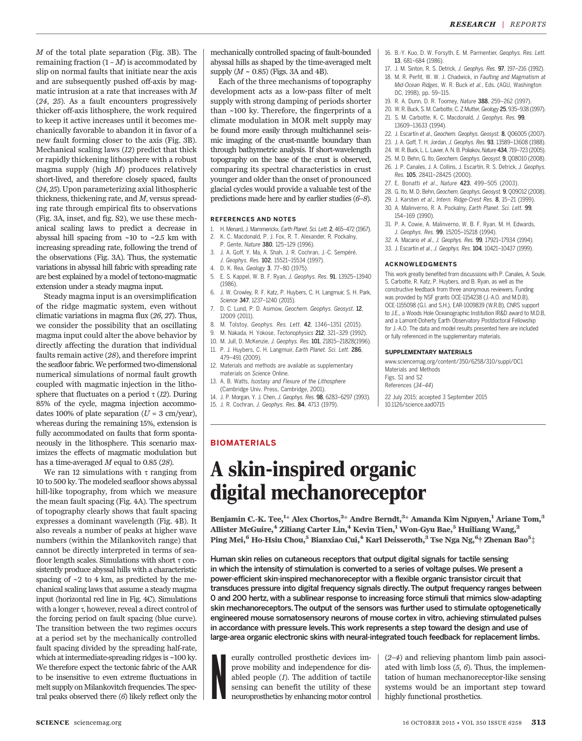$M$ of the total plate separation (Fig. 3B). The remaining fraction ($1 - M$) is accommodated by slip on normal faults that initiate near the axis and are subsequently pushed off-axis by magmatic intrusion at a rate that increases with $M$ (*24*, *25*). As a fault encounters progressively thicker off-axis lithosphere, the work required to keep it active increases until it becomes mechanically favorable to abandon it in favor of a new fault forming closer to the axis (Fig. 3B). Mechanical scaling laws (*12*) predict that thick or rapidly thickening lithosphere with a robust magma supply (high $M$) produces relatively short-lived, and therefore closely spaced, faults (*24*, *25*). Upon parameterizing axial lithospheric thickness, thickening rate, and $M$, versus spreading rate through empirical fits to observations (Fig. 3A, inset, and fig. S2), we use these mechanical scaling laws to predict a decrease in abyssal hill spacing from ~10 to ~2.5 km with increasing spreading rate, following the trend of the observations (Fig. 3A). Thus, the systematic variations in abyssal hill fabric with spreading rate are best explained by a model of tectono-magmatic extension under a steady magma input.

Steady magma input is an oversimplification of the ridge magmatic system, even without climatic variations in magma flux (*26*, *27*). Thus, we consider the possibility that an oscillating magma input could alter the above behavior by directly affecting the duration that individual faults remain active (*28*), and therefore imprint the seafloor fabric. We performed two-dimensional numerical simulations of normal fault growth coupled with magmatic injection in the lithosphere that fluctuates on a period $\tau$ (*12*). During 85% of the cycle, magma injection accommodates 100% of plate separation ($U$ = 3 cm/year), whereas during the remaining 15%, extension is fully accommodated on faults that form spontaneously in the lithosphere. This scenario maximizes the effects of magmatic modulation but has a time-averaged $M$ equal to 0.85 (*28*).

We ran 12 simulations with $\tau$ ranging from 10 to 500 ky. The modeled seafloor shows abyssal hill-like topography, from which we measure the mean fault spacing (Fig. 4A). The spectrum of topography clearly shows that fault spacing expresses a dominant wavelength (Fig. 4B). It also reveals a number of peaks at higher wave numbers (within the Milankovitch range) that cannot be directly interpreted in terms of seafloor length scales. Simulations with short $\tau$ consistently produce abyssal hills with a characteristic spacing of ~2 to 4 km, as predicted by the mechanical scaling laws that assume a steady magma input (horizontal red line in Fig. 4C). Simulations with a longer $\tau$, however, reveal a direct control of the forcing period on fault spacing (blue curve). The transition between the two regimes occurs at a period set by the mechanically controlled fault spacing divided by the spreading half-rate, which at intermediate-spreading ridges is ~100 ky. We therefore expect the tectonic fabric of the AAR to be insensitive to even extreme fluctuations in melt supply on Milankovitch frequencies. The spectral peaks observed there (*6*) likely reflect only the mechanically controlled spacing of fault-bounded abyssal hills as shaped by the time-averaged melt supply ($M$ ~ 0.85) (Figs. 3A and 4B).

Each of the three mechanisms of topography development acts as a low-pass filter of melt supply with strong damping of periods shorter than ~100 ky. Therefore, the fingerprints of a climate modulation in MOR melt supply may be found more easily through multichannel seismic imaging of the crust-mantle boundary than through bathymetric analysis. If short-wavelength topography on the base of the crust is observed, comparing its spectral characteristics in crust younger and older than the onset of pronounced glacial cycles would provide a valuable test of the predictions made here and by earlier studies (*6*–*8*).

## REFERENCES AND NOTES

1. H. Menard, J. Mammerickx, *Earth Planet. Sci. Lett.* **2**, 465–472 (1967).
2. K. C. Macdonald, P. J. Fox, R. T. Alexander, R. Pockalny, P. Gente, *Nature* **380**, 125–129 (1996).
3. J. A. Goff, Y. Ma, A. Shah, J. R. Cochran, J.-C. Sempéré, *J. Geophys. Res.* **102**, 15521–15534 (1997).
4. D. K. Rea, *Geology* **3**, 77–80 (1975).
5. E. S. Kappel, W. B. F. Ryan, *J. Geophys. Res.* **91**, 13925–13940 (1986).
6. J. W. Crowley, R. F. Katz, P. Huybers, C. H. Langmuir, S. H. Park, *Science* **347**, 1237–1240 (2015).
7. D. C. Lund, P. D. Asimow, *Geochem. Geophys. Geosyst.* **12**, 12009 (2011).
8. M. Tolstoy, *Geophys. Res. Lett.* **42**, 1346–1351 (2015).
9. M. Nakada, H. Yokose, *Tectonophysics* **212**, 321–329 (1992).
10. M. Jull, D. McKenzie, *J. Geophys. Res.* **101**, 21815–21828(1996).
11. P. J. Huybers, C. H. Langmuir, *Earth Planet. Sci. Lett.* **286**, 479–491 (2009).
12. Materials and methods are available as supplementary materials on *Science* Online.
13. A. B. Watts, *Isostasy and Flexure of the Lithosphere* (Cambridge Univ. Press, Cambridge, 2001).
14. J. P. Morgan, Y. J. Chen, *J. Geophys. Res.* **98**, 6283–6297 (1993).
15. J. R. Cochran, *J. Geophys. Res.* **84**, 4713 (1979).
16. B.-Y. Kuo, D. W. Forsyth, E. M. Parmentier, *Geophys. Res. Lett.* **13**, 681–684 (1986).
17. J. M. Sinton, R. S. Detrick, *J. Geophys. Res.* **97**, 197–216 (1992).
18. M. R. Perfit, W. W. J. Chadwick, in *Faulting and Magmatism at Mid-Ocean Ridges*, W. R. Buck *et al.*, Eds. (AGU, Washington DC, 1998), pp. 59–115.
19. R. A. Dunn, D. R. Toomey, *Nature* **388**, 259–262 (1997).
20. W. R. Buck, S. M. Carbotte, C. Z Mutter, *Geology* **25**, 935–938 (1997).
21. S. M. Carbotte, K. C. Macdonald, *J. Geophys. Res.* **99**, 13609–13633 (1994).
22. J. Escartín *et al.*, *Geochem. Geophys. Geosyst.* **8**, Q06005 (2007).
23. J. A. Goff, T. H. Jordan, *J. Geophys. Res.* **93**, 13589–13608 (1988).
24. W. R. Buck, L. L. Lavier, A. N. B. Poliakov, *Nature* **434**, 719–723 (2005).
25. M. D. Behn, G. Ito, *Geochem. Geophys. Geosyst.* **9**, Q08O10 (2008).
26. J. P. Canales, J. A. Collins, J. Escartín, R. S. Detrick, *J. Geophys. Res.* **105**, 28411–28425 (2000).
27. E. Bonatti *et al.*, *Nature* **423**, 499–505 (2003).
28. G. Ito, M. D. Behn, *Geochem. Geophys. Geosyst.* **9**, Q09012 (2008).
29. J. Karsten *et al.*, *Intern. Ridge-Crest Res.* **8**, 15–21 (1999).
30. A. Malinverno, R. A. Pockalny, *Earth Planet. Sci. Lett.* **99**, 154–169 (1990).
31. P. A. Cowie, A. Malinverno, W. B. F. Ryan, M. H. Edwards, *J. Geophys. Res.* **99**, 15205–15218 (1994).
32. A. Macario *et al.*, *J. Geophys. Res.* **99**, 17921–17934 (1994).
33. J. Escartín *et al.*, *J. Geophys. Res.* **104**, 10421–10437 (1999).

## ACKNOWLEDGMENTS

This work greatly benefited from discussions with P. Canales, A. Soule, S. Carbotte, R. Katz, P. Huybers, and B. Ryan, as well as the constructive feedback from three anonymous reviewers. Funding was provided by NSF grants OCE-1154238 (J.-A.O. and M.D.B), OCE-1155098 (G.I. and S.H.), EAR-1009839 (W.R.B), CNRS support to J.E., a Woods Hole Oceanographic Institution IR&D award to M.D.B, and a Lamont-Doherty Earth Observatory Postdoctoral Fellowship for J.-A.O. The data and model results presented here are included or fully referenced in the supplementary materials.

## SUPPLEMENTARY MATERIALS

www.sciencemag.org/content/350/6258/310/suppl/DC1
Materials and Methods
Figs. S1 and S2
References (*34*–*44*)

22 July 2015; accepted 3 September 2015
10.1126/science.aad0715

**BIOMATERIALS**

# A skin-inspired organic digital mechanoreceptor

**Benjamin C.-K. Tee,[1]\* Alex Chortos,[2]\* Andre Berndt,[3]\* Amanda Kim Nguyen,[1] Ariane Tom,[3] Allister McGuire,[4] Ziliang Carter Lin,[4] Kevin Tien,[1] Won-Gyu Bae,[5] Huiliang Wang,[2] Ping Mei,[6] Ho-Hsiu Chou,[5] Bianxiao Cui,[4] Karl Deisseroth,[3] Tse Nga Ng,[6]† Zhenan Bao[5]‡**

**Human skin relies on cutaneous receptors that output digital signals for tactile sensing in which the intensity of stimulation is converted to a series of voltage pulses. We present a power-efficient skin-inspired mechanoreceptor with a flexible organic transistor circuit that transduces pressure into digital frequency signals directly. The output frequency ranges between 0 and 200 hertz, with a sublinear response to increasing force stimuli that mimics slow-adapting skin mechanoreceptors. The output of the sensors was further used to stimulate optogenetically engineered mouse somatosensory neurons of mouse cortex in vitro, achieving stimulated pulses in accordance with pressure levels. This work represents a step toward the design and use of large-area organic electronic skins with neural-integrated touch feedback for replacement limbs.**

Neurally controlled prosthetic devices improve mobility and independence for disabled people (*1*). The addition of tactile sensing can benefit the utility of these neuroprosthetics by enhancing motor control (*2*–*4*) and relieving phantom limb pain associated with limb loss (*5*, *6*). Thus, the implementation of human mechanoreceptor-like sensing systems would be an important step toward highly functional prosthetics.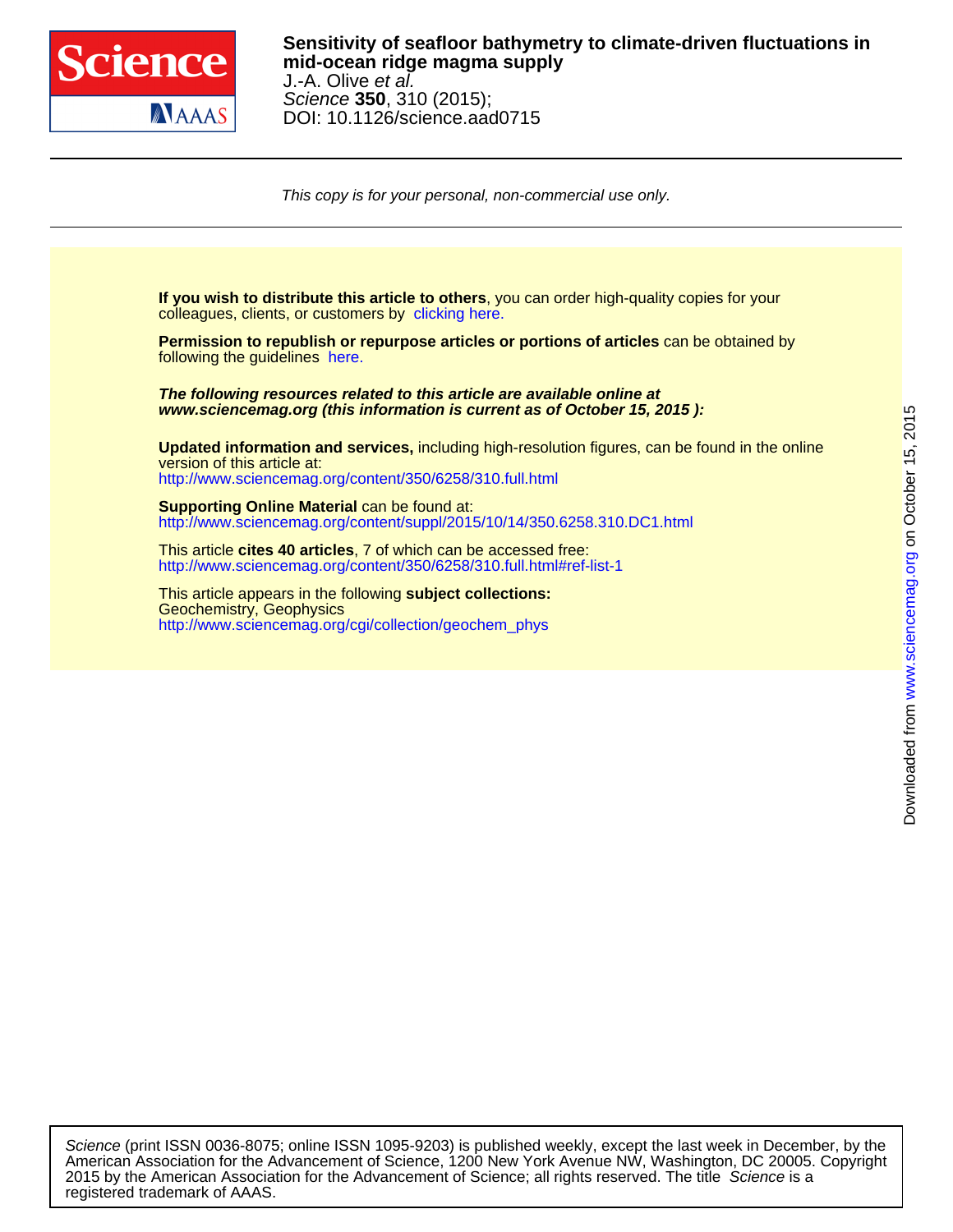**Sensitivity of seafloor bathymetry to climate-driven fluctuations in mid-ocean ridge magma supply**

J.-A. Olive *et al.*

*Science* **350**, 310 (2015);

DOI: 10.1126/science.aad0715

*This copy is for your personal, non-commercial use only.*

**If you wish to distribute this article to others**, you can order high-quality copies for your colleagues, clients, or customers by clicking here.

**Permission to republish or repurpose articles or portions of articles** can be obtained by following the guidelines here.

***The following resources related to this article are available online at www.sciencemag.org (this information is current as of October 15, 2015 ):***

**Updated information and services,** including high-resolution figures, can be found in the online version of this article at:
http://www.sciencemag.org/content/350/6258/310.full.html

**Supporting Online Material** can be found at:
http://www.sciencemag.org/content/suppl/2015/10/14/350.6258.310.DC1.html

This article **cites 40 articles**, 7 of which can be accessed free:
http://www.sciencemag.org/content/350/6258/310.full.html#ref-list-1

This article appears in the following **subject collections:**
Geochemistry, Geophysics
http://www.sciencemag.org/cgi/collection/geochem_phys

Downloaded from www.sciencemag.org on October 15, 2015

*Science* (print ISSN 0036-8075; online ISSN 1095-9203) is published weekly, except the last week in December, by the American Association for the Advancement of Science, 1200 New York Avenue NW, Washington, DC 20005. Copyright 2015 by the American Association for the Advancement of Science; all rights reserved. The title *Science* is a registered trademark of AAAS.